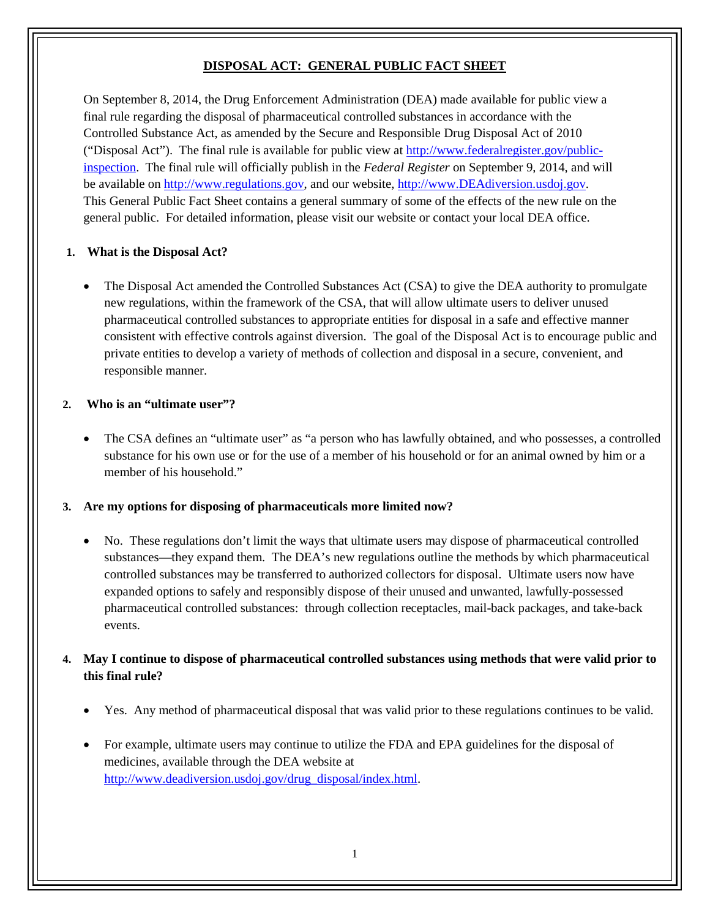# DISPOSAL ACT: GENERAL PUBLIC FACT SHEET

On September 8, 2014, the Drug Enforcement Administration (DEA) made available for public view a final rule regarding the disposal of pharmaceutical controlled substances in accordance with the Controlled Substance Act, as amended by the Secure and Responsible Drug Disposal Act of 2010 ("Disposal Act"). The final rule is available for public view at http://www.federalregister.gov/public-inspection. The final rule will officially publish in the *Federal Register* on September 9, 2014, and will be available on http://www.regulations.gov, and our website, http://www.DEAdiversion.usdoj.gov. This General Public Fact Sheet contains a general summary of some of the effects of the new rule on the general public. For detailed information, please visit our website or contact your local DEA office.

**1. What is the Disposal Act?**

- The Disposal Act amended the Controlled Substances Act (CSA) to give the DEA authority to promulgate new regulations, within the framework of the CSA, that will allow ultimate users to deliver unused pharmaceutical controlled substances to appropriate entities for disposal in a safe and effective manner consistent with effective controls against diversion. The goal of the Disposal Act is to encourage public and private entities to develop a variety of methods of collection and disposal in a secure, convenient, and responsible manner.

**2. Who is an "ultimate user"?**

- The CSA defines an "ultimate user" as "a person who has lawfully obtained, and who possesses, a controlled substance for his own use or for the use of a member of his household or for an animal owned by him or a member of his household."

**3. Are my options for disposing of pharmaceuticals more limited now?**

- No. These regulations don't limit the ways that ultimate users may dispose of pharmaceutical controlled substances—they expand them. The DEA's new regulations outline the methods by which pharmaceutical controlled substances may be transferred to authorized collectors for disposal. Ultimate users now have expanded options to safely and responsibly dispose of their unused and unwanted, lawfully-possessed pharmaceutical controlled substances: through collection receptacles, mail-back packages, and take-back events.

**4. May I continue to dispose of pharmaceutical controlled substances using methods that were valid prior to this final rule?**

- Yes. Any method of pharmaceutical disposal that was valid prior to these regulations continues to be valid.
- For example, ultimate users may continue to utilize the FDA and EPA guidelines for the disposal of medicines, available through the DEA website at http://www.deadiversion.usdoj.gov/drug_disposal/index.html.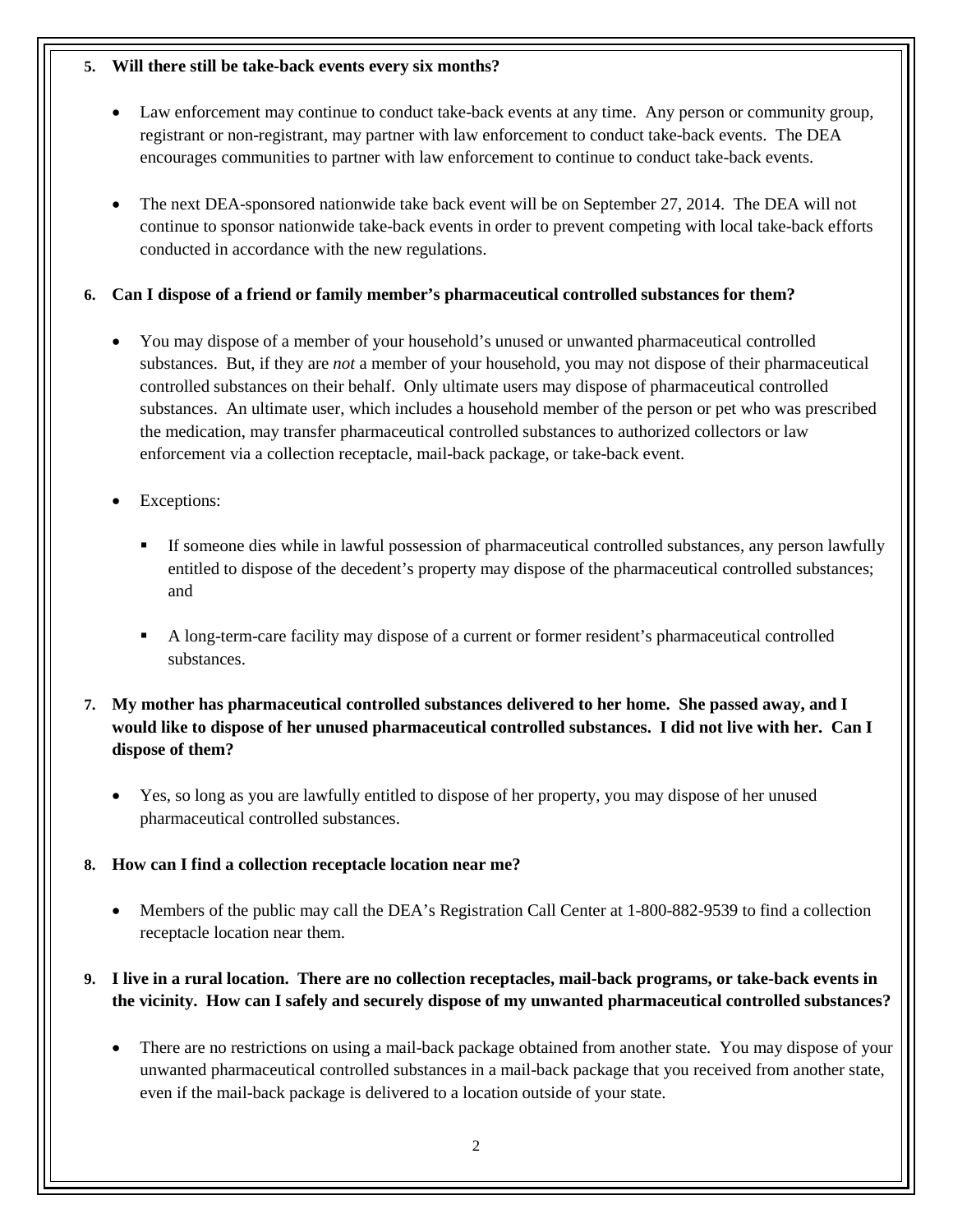**5. Will there still be take-back events every six months?**

- Law enforcement may continue to conduct take-back events at any time. Any person or community group, registrant or non-registrant, may partner with law enforcement to conduct take-back events. The DEA encourages communities to partner with law enforcement to continue to conduct take-back events.

- The next DEA-sponsored nationwide take back event will be on September 27, 2014. The DEA will not continue to sponsor nationwide take-back events in order to prevent competing with local take-back efforts conducted in accordance with the new regulations.

**6. Can I dispose of a friend or family member's pharmaceutical controlled substances for them?**

- You may dispose of a member of your household's unused or unwanted pharmaceutical controlled substances. But, if they are *not* a member of your household, you may not dispose of their pharmaceutical controlled substances on their behalf. Only ultimate users may dispose of pharmaceutical controlled substances. An ultimate user, which includes a household member of the person or pet who was prescribed the medication, may transfer pharmaceutical controlled substances to authorized collectors or law enforcement via a collection receptacle, mail-back package, or take-back event.

- Exceptions:

  - If someone dies while in lawful possession of pharmaceutical controlled substances, any person lawfully entitled to dispose of the decedent's property may dispose of the pharmaceutical controlled substances; and

  - A long-term-care facility may dispose of a current or former resident's pharmaceutical controlled substances.

**7. My mother has pharmaceutical controlled substances delivered to her home. She passed away, and I would like to dispose of her unused pharmaceutical controlled substances. I did not live with her. Can I dispose of them?**

- Yes, so long as you are lawfully entitled to dispose of her property, you may dispose of her unused pharmaceutical controlled substances.

**8. How can I find a collection receptacle location near me?**

- Members of the public may call the DEA's Registration Call Center at 1-800-882-9539 to find a collection receptacle location near them.

**9. I live in a rural location. There are no collection receptacles, mail-back programs, or take-back events in the vicinity. How can I safely and securely dispose of my unwanted pharmaceutical controlled substances?**

- There are no restrictions on using a mail-back package obtained from another state. You may dispose of your unwanted pharmaceutical controlled substances in a mail-back package that you received from another state, even if the mail-back package is delivered to a location outside of your state.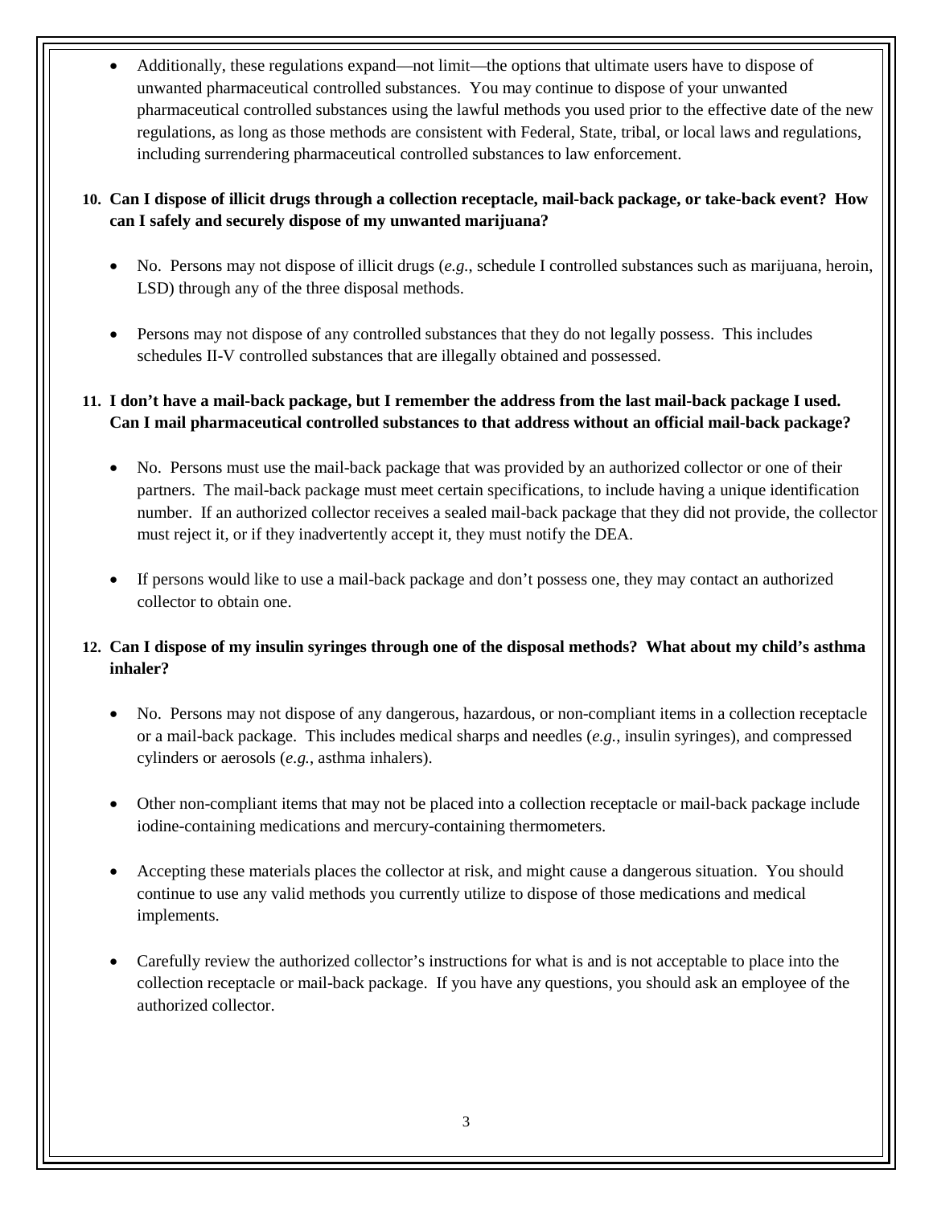- Additionally, these regulations expand—not limit—the options that ultimate users have to dispose of unwanted pharmaceutical controlled substances. You may continue to dispose of your unwanted pharmaceutical controlled substances using the lawful methods you used prior to the effective date of the new regulations, as long as those methods are consistent with Federal, State, tribal, or local laws and regulations, including surrendering pharmaceutical controlled substances to law enforcement.

**10. Can I dispose of illicit drugs through a collection receptacle, mail-back package, or take-back event? How can I safely and securely dispose of my unwanted marijuana?**

- No. Persons may not dispose of illicit drugs (*e.g.*, schedule I controlled substances such as marijuana, heroin, LSD) through any of the three disposal methods.

- Persons may not dispose of any controlled substances that they do not legally possess. This includes schedules II-V controlled substances that are illegally obtained and possessed.

**11. I don't have a mail-back package, but I remember the address from the last mail-back package I used. Can I mail pharmaceutical controlled substances to that address without an official mail-back package?**

- No. Persons must use the mail-back package that was provided by an authorized collector or one of their partners. The mail-back package must meet certain specifications, to include having a unique identification number. If an authorized collector receives a sealed mail-back package that they did not provide, the collector must reject it, or if they inadvertently accept it, they must notify the DEA.

- If persons would like to use a mail-back package and don't possess one, they may contact an authorized collector to obtain one.

**12. Can I dispose of my insulin syringes through one of the disposal methods? What about my child's asthma inhaler?**

- No. Persons may not dispose of any dangerous, hazardous, or non-compliant items in a collection receptacle or a mail-back package. This includes medical sharps and needles (*e.g.*, insulin syringes), and compressed cylinders or aerosols (*e.g.*, asthma inhalers).

- Other non-compliant items that may not be placed into a collection receptacle or mail-back package include iodine-containing medications and mercury-containing thermometers.

- Accepting these materials places the collector at risk, and might cause a dangerous situation. You should continue to use any valid methods you currently utilize to dispose of those medications and medical implements.

- Carefully review the authorized collector's instructions for what is and is not acceptable to place into the collection receptacle or mail-back package. If you have any questions, you should ask an employee of the authorized collector.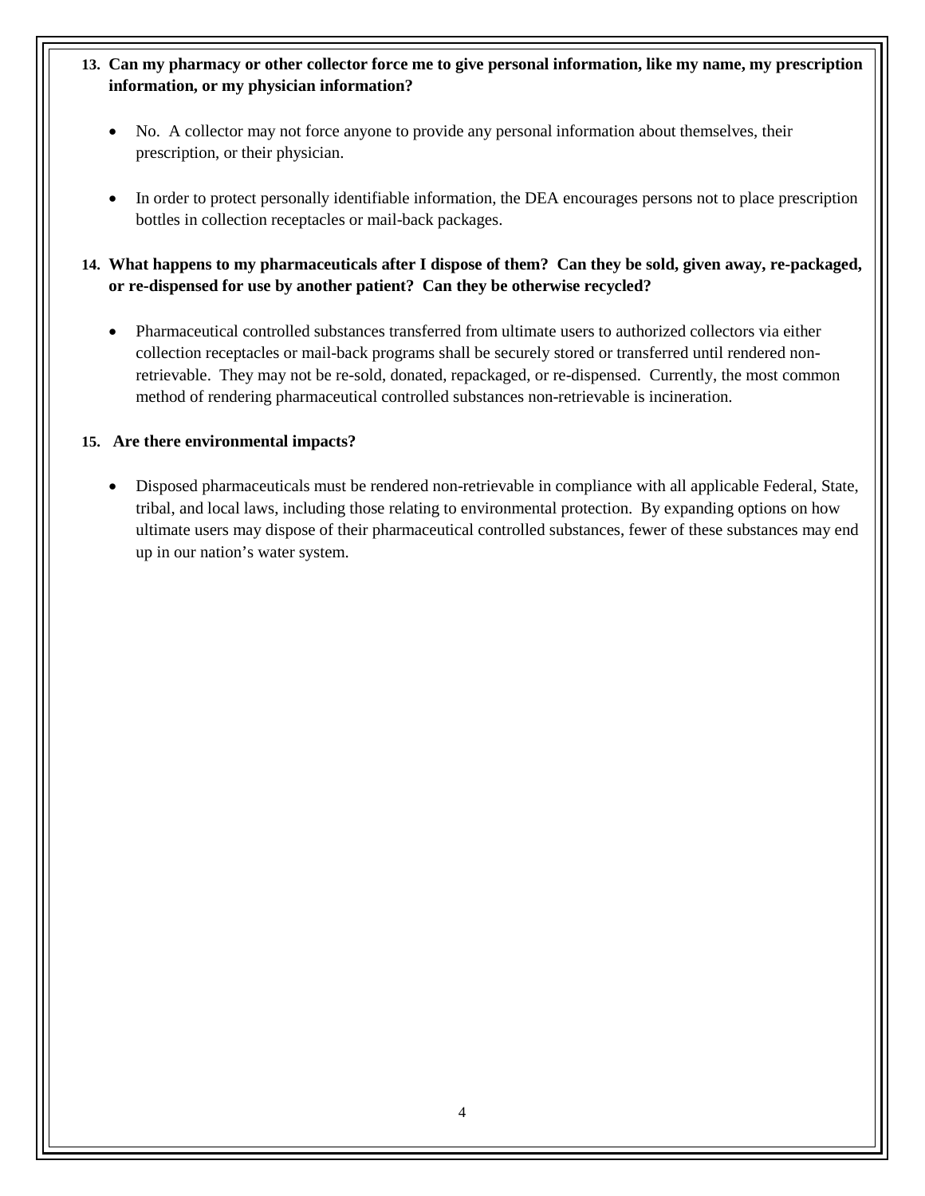**13. Can my pharmacy or other collector force me to give personal information, like my name, my prescription information, or my physician information?**

- No. A collector may not force anyone to provide any personal information about themselves, their prescription, or their physician.
- In order to protect personally identifiable information, the DEA encourages persons not to place prescription bottles in collection receptacles or mail-back packages.

**14. What happens to my pharmaceuticals after I dispose of them? Can they be sold, given away, re-packaged, or re-dispensed for use by another patient? Can they be otherwise recycled?**

- Pharmaceutical controlled substances transferred from ultimate users to authorized collectors via either collection receptacles or mail-back programs shall be securely stored or transferred until rendered non-retrievable. They may not be re-sold, donated, repackaged, or re-dispensed. Currently, the most common method of rendering pharmaceutical controlled substances non-retrievable is incineration.

**15. Are there environmental impacts?**

- Disposed pharmaceuticals must be rendered non-retrievable in compliance with all applicable Federal, State, tribal, and local laws, including those relating to environmental protection. By expanding options on how ultimate users may dispose of their pharmaceutical controlled substances, fewer of these substances may end up in our nation's water system.